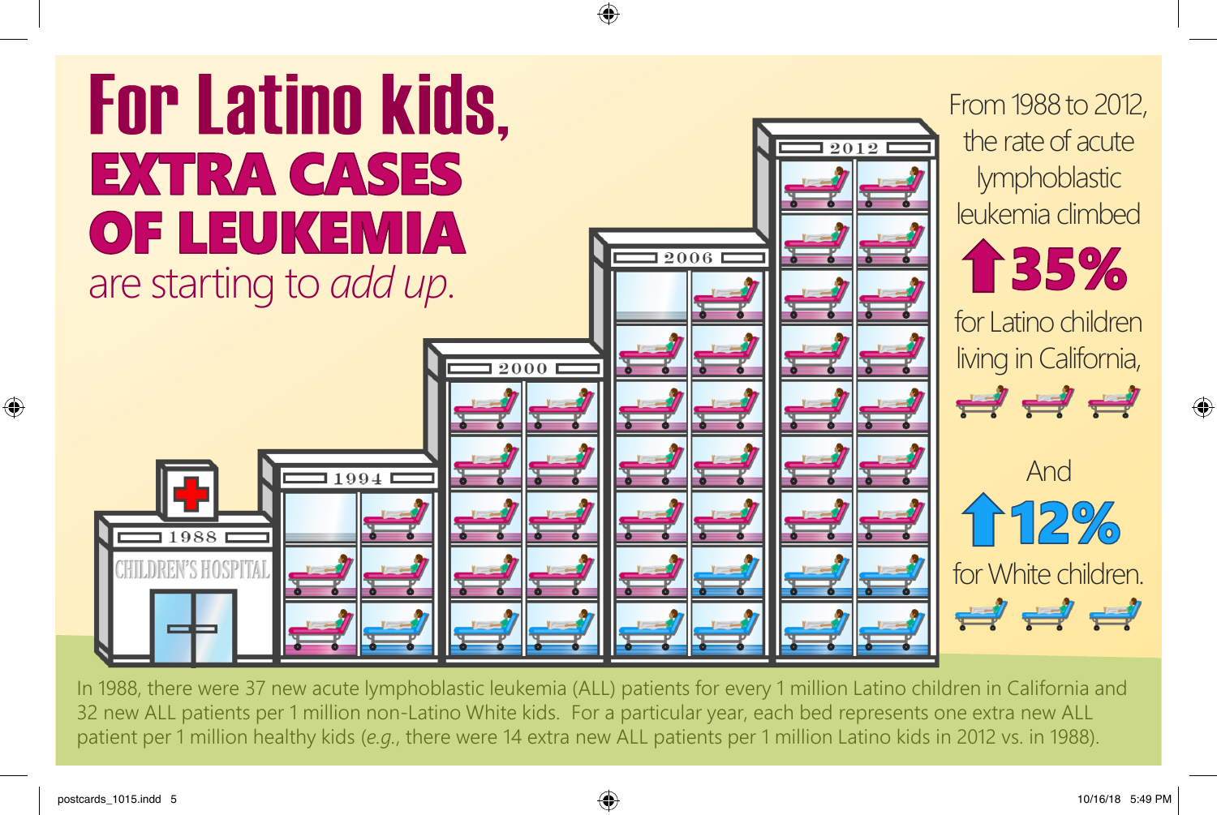# For Latino kids, EXTRA CASES OF LEUKEMIA are starting to *add up*.

1988 CHILDREN'S HOSPITAL

1994

2000

2006

2012

From 1988 to 2012, the rate of acute lymphoblastic leukemia climbed

**↑35%** for Latino children living in California,

And

**↑12%** for White children.

In 1988, there were 37 new acute lymphoblastic leukemia (ALL) patients for every 1 million Latino children in California and 32 new ALL patients per 1 million non-Latino White kids. For a particular year, each bed represents one extra new ALL patient per 1 million healthy kids (*e.g.*, there were 14 extra new ALL patients per 1 million Latino kids in 2012 vs. in 1988).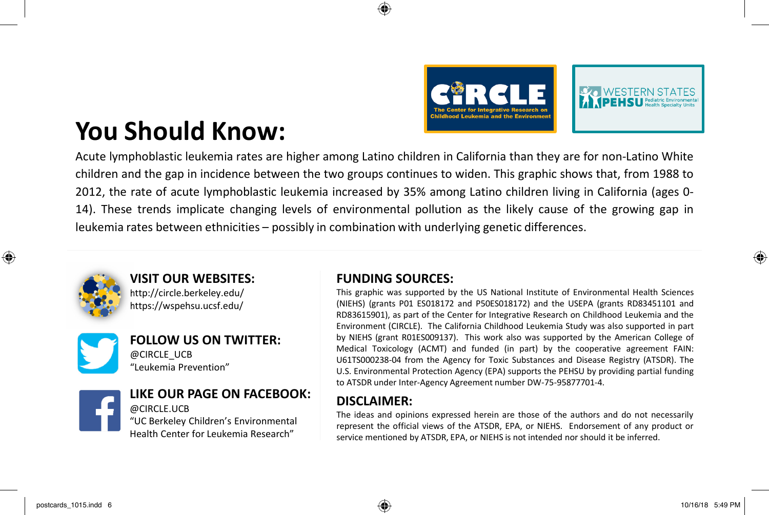# You Should Know:

Acute lymphoblastic leukemia rates are higher among Latino children in California than they are for non-Latino White children and the gap in incidence between the two groups continues to widen. This graphic shows that, from 1988 to 2012, the rate of acute lymphoblastic leukemia increased by 35% among Latino children living in California (ages 0-14). These trends implicate changing levels of environmental pollution as the likely cause of the growing gap in leukemia rates between ethnicities – possibly in combination with underlying genetic differences.

## VISIT OUR WEBSITES:

http://circle.berkeley.edu/
https://wspehsu.ucsf.edu/

## FOLLOW US ON TWITTER:

@CIRCLE_UCB
"Leukemia Prevention"

## LIKE OUR PAGE ON FACEBOOK:

@CIRCLE.UCB
"UC Berkeley Children's Environmental Health Center for Leukemia Research"

## FUNDING SOURCES:

This graphic was supported by the US National Institute of Environmental Health Sciences (NIEHS) (grants P01 ES018172 and P50ES018172) and the USEPA (grants RD83451101 and RD83615901), as part of the Center for Integrative Research on Childhood Leukemia and the Environment (CIRCLE). The California Childhood Leukemia Study was also supported in part by NIEHS (grant R01ES009137). This work also was supported by the American College of Medical Toxicology (ACMT) and funded (in part) by the cooperative agreement FAIN: U61TS000238-04 from the Agency for Toxic Substances and Disease Registry (ATSDR). The U.S. Environmental Protection Agency (EPA) supports the PEHSU by providing partial funding to ATSDR under Inter-Agency Agreement number DW-75-95877701-4.

## DISCLAIMER:

The ideas and opinions expressed herein are those of the authors and do not necessarily represent the official views of the ATSDR, EPA, or NIEHS. Endorsement of any product or service mentioned by ATSDR, EPA, or NIEHS is not intended nor should it be inferred.